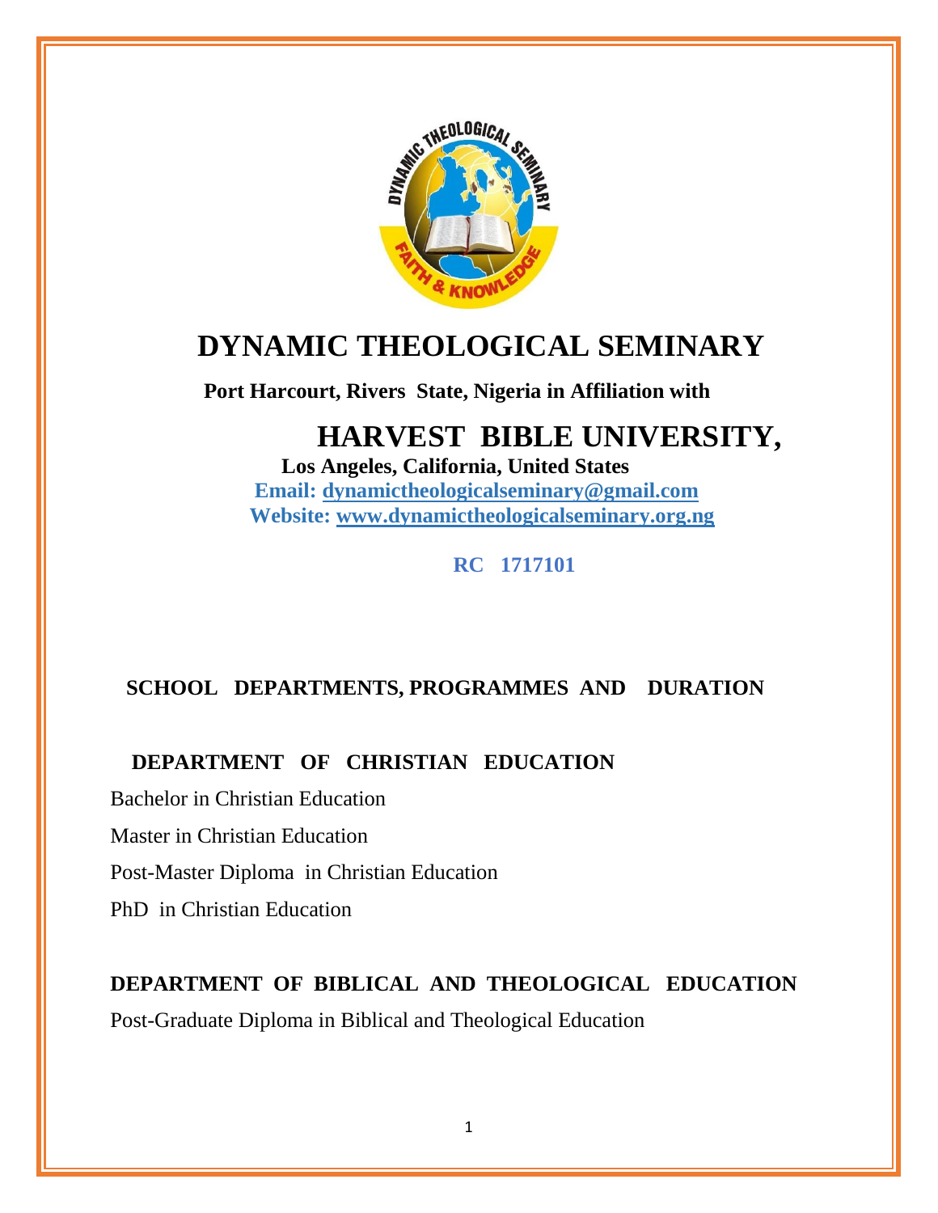# DYNAMIC THEOLOGICAL SEMINARY

**Port Harcourt, Rivers State, Nigeria in Affiliation with**

## HARVEST BIBLE UNIVERSITY,

**Los Angeles, California, United States**

**Email: dynamictheologicalseminary@gmail.com**

**Website: www.dynamictheologicalseminary.org.ng**

**RC 1717101**

## SCHOOL DEPARTMENTS, PROGRAMMES AND DURATION

### DEPARTMENT OF CHRISTIAN EDUCATION

Bachelor in Christian Education

Master in Christian Education

Post-Master Diploma in Christian Education

PhD in Christian Education

### DEPARTMENT OF BIBLICAL AND THEOLOGICAL EDUCATION

Post-Graduate Diploma in Biblical and Theological Education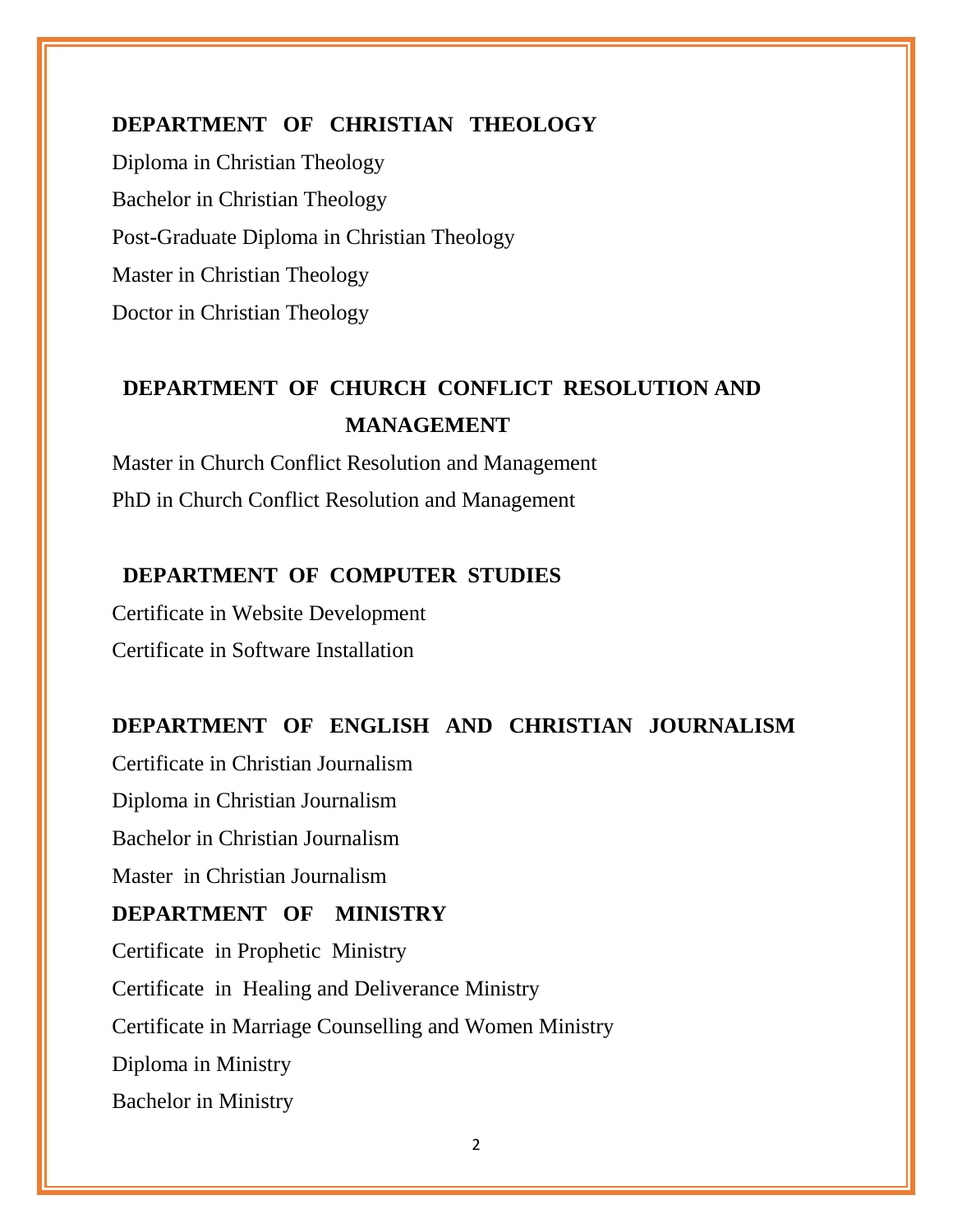## DEPARTMENT OF CHRISTIAN THEOLOGY

Diploma in Christian Theology

Bachelor in Christian Theology

Post-Graduate Diploma in Christian Theology

Master in Christian Theology

Doctor in Christian Theology

## DEPARTMENT OF CHURCH CONFLICT RESOLUTION AND MANAGEMENT

Master in Church Conflict Resolution and Management

PhD in Church Conflict Resolution and Management

## DEPARTMENT OF COMPUTER STUDIES

Certificate in Website Development

Certificate in Software Installation

## DEPARTMENT OF ENGLISH AND CHRISTIAN JOURNALISM

Certificate in Christian Journalism

Diploma in Christian Journalism

Bachelor in Christian Journalism

Master in Christian Journalism

## DEPARTMENT OF MINISTRY

Certificate in Prophetic Ministry

Certificate in Healing and Deliverance Ministry

Certificate in Marriage Counselling and Women Ministry

Diploma in Ministry

Bachelor in Ministry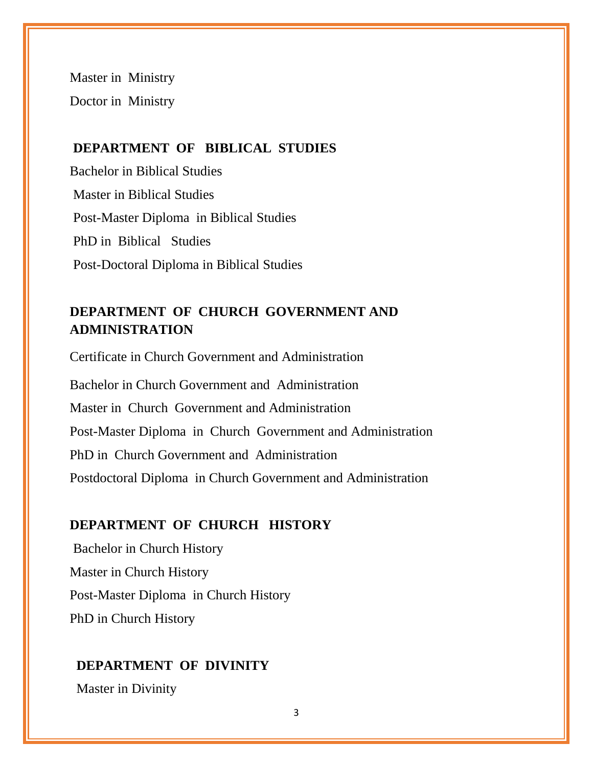Master in Ministry

Doctor in Ministry

## DEPARTMENT OF BIBLICAL STUDIES

Bachelor in Biblical Studies

Master in Biblical Studies

Post-Master Diploma in Biblical Studies

PhD in Biblical Studies

Post-Doctoral Diploma in Biblical Studies

## DEPARTMENT OF CHURCH GOVERNMENT AND ADMINISTRATION

Certificate in Church Government and Administration

Bachelor in Church Government and Administration

Master in Church Government and Administration

Post-Master Diploma in Church Government and Administration

PhD in Church Government and Administration

Postdoctoral Diploma in Church Government and Administration

## DEPARTMENT OF CHURCH HISTORY

Bachelor in Church History

Master in Church History

Post-Master Diploma in Church History

PhD in Church History

## DEPARTMENT OF DIVINITY

Master in Divinity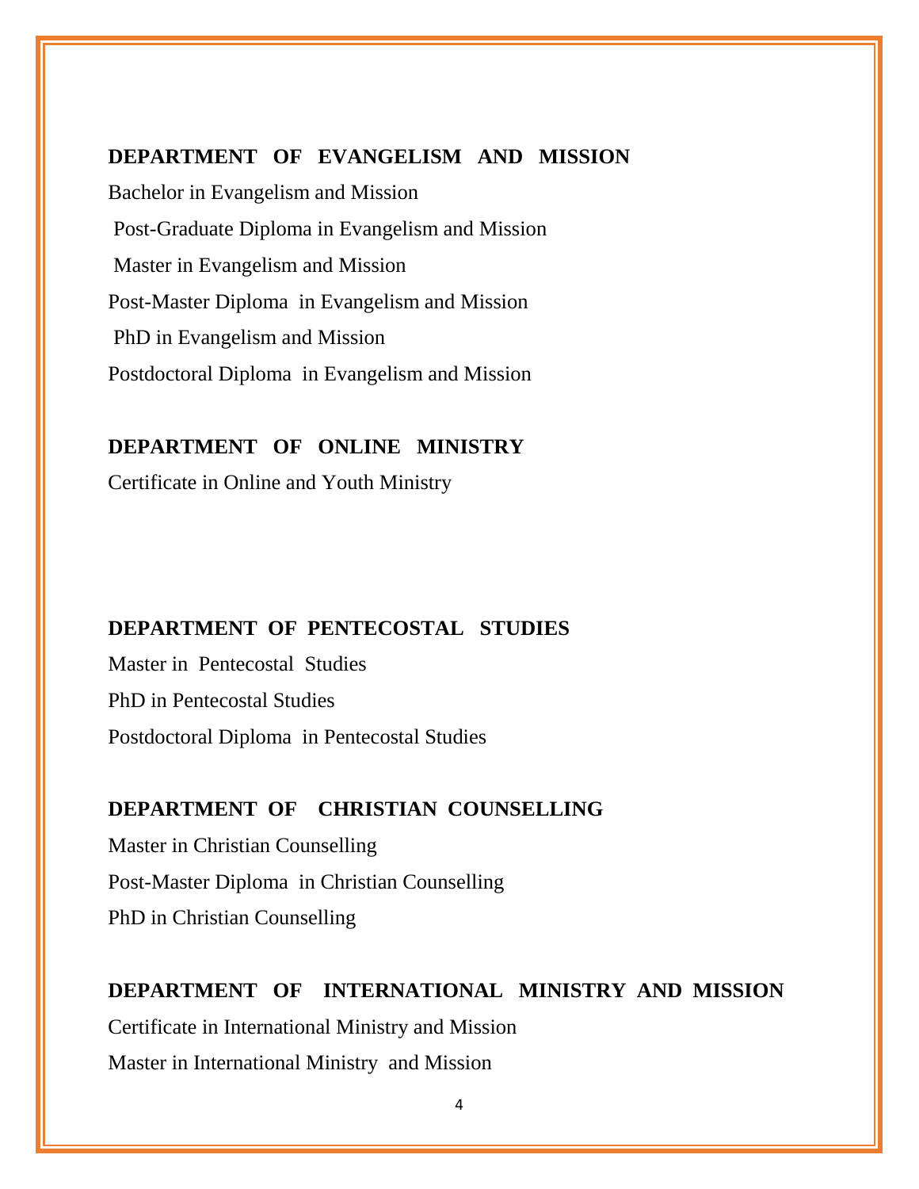**DEPARTMENT OF EVANGELISM AND MISSION**

Bachelor in Evangelism and Mission

Post-Graduate Diploma in Evangelism and Mission

Master in Evangelism and Mission

Post-Master Diploma in Evangelism and Mission

PhD in Evangelism and Mission

Postdoctoral Diploma in Evangelism and Mission

**DEPARTMENT OF ONLINE MINISTRY**

Certificate in Online and Youth Ministry

**DEPARTMENT OF PENTECOSTAL STUDIES**

Master in Pentecostal Studies

PhD in Pentecostal Studies

Postdoctoral Diploma in Pentecostal Studies

**DEPARTMENT OF CHRISTIAN COUNSELLING**

Master in Christian Counselling

Post-Master Diploma in Christian Counselling

PhD in Christian Counselling

**DEPARTMENT OF INTERNATIONAL MINISTRY AND MISSION**

Certificate in International Ministry and Mission

Master in International Ministry and Mission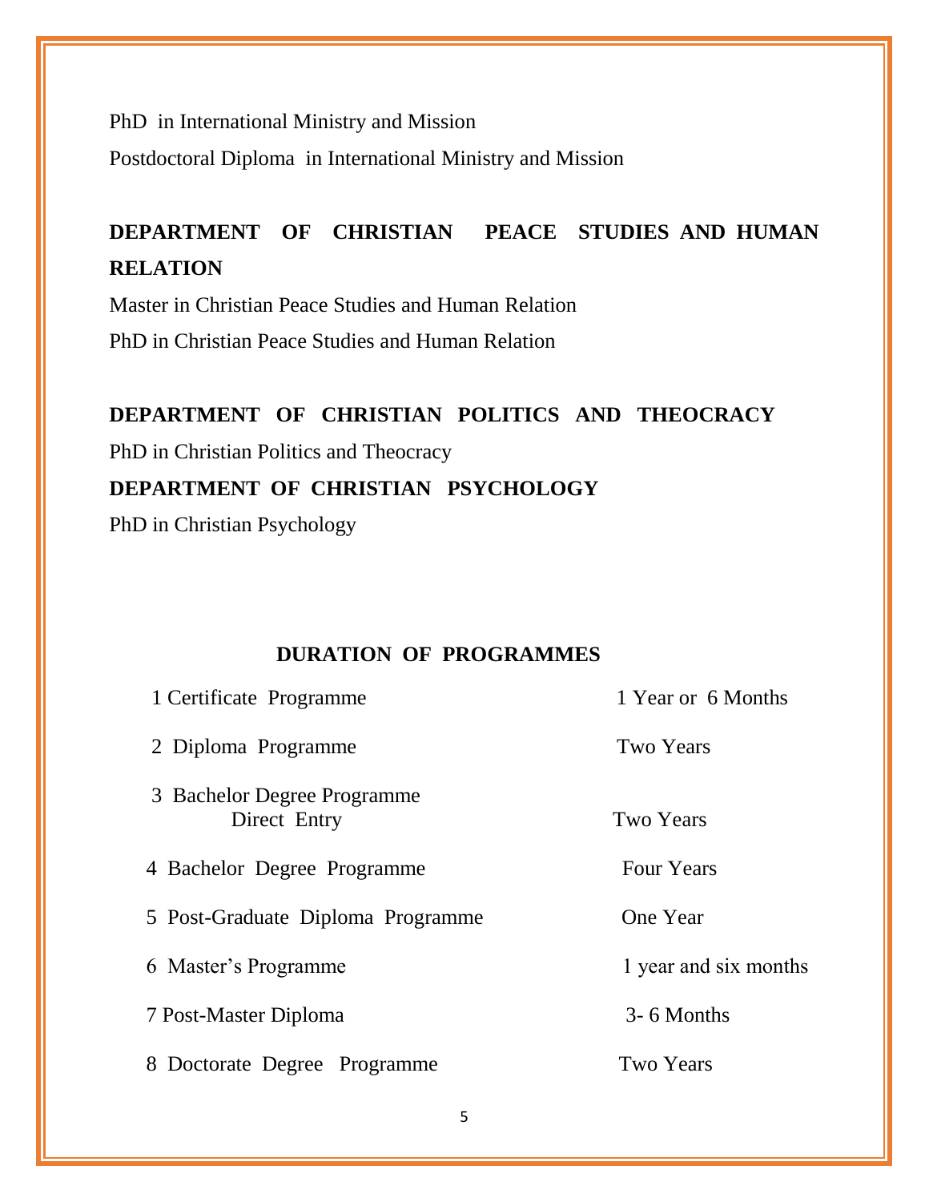PhD in International Ministry and Mission

Postdoctoral Diploma in International Ministry and Mission

## DEPARTMENT OF CHRISTIAN PEACE STUDIES AND HUMAN RELATION

Master in Christian Peace Studies and Human Relation

PhD in Christian Peace Studies and Human Relation

## DEPARTMENT OF CHRISTIAN POLITICS AND THEOCRACY

PhD in Christian Politics and Theocracy

## DEPARTMENT OF CHRISTIAN PSYCHOLOGY

PhD in Christian Psychology

## DURATION OF PROGRAMMES

| | Programme | Duration |
|---|---|---|
| 1 | Certificate Programme | 1 Year or 6 Months |
| 2 | Diploma Programme | Two Years |
| 3 | Bachelor Degree Programme Direct Entry | Two Years |
| 4 | Bachelor Degree Programme | Four Years |
| 5 | Post-Graduate Diploma Programme | One Year |
| 6 | Master's Programme | 1 year and six months |
| 7 | Post-Master Diploma | 3- 6 Months |
| 8 | Doctorate Degree Programme | Two Years |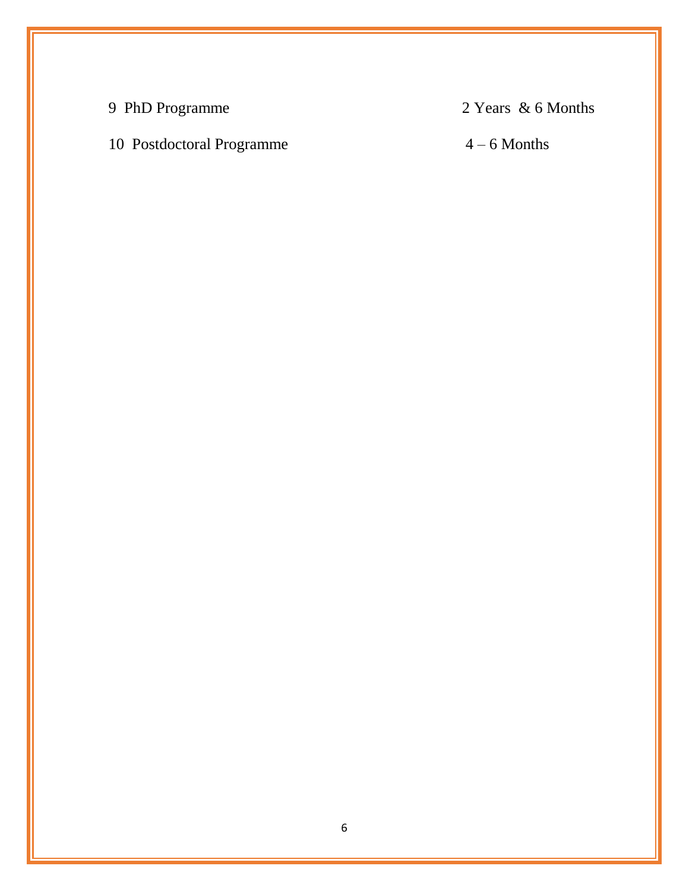| | | |
|---|---|---|
| 9 | PhD Programme | 2 Years & 6 Months |
| 10 | Postdoctoral Programme | 4 – 6 Months |